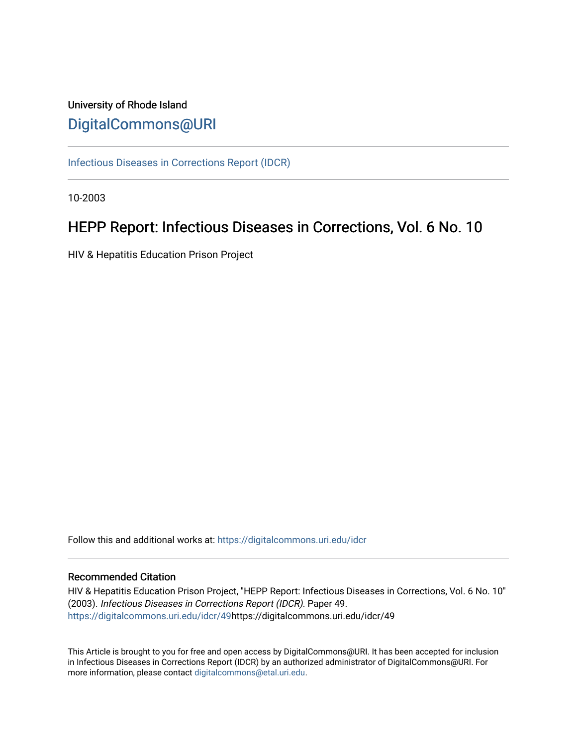University of Rhode Island

DigitalCommons@URI

Infectious Diseases in Corrections Report (IDCR)

10-2003

# HEPP Report: Infectious Diseases in Corrections, Vol. 6 No. 10

HIV & Hepatitis Education Prison Project

Follow this and additional works at: https://digitalcommons.uri.edu/idcr

## Recommended Citation

HIV & Hepatitis Education Prison Project, "HEPP Report: Infectious Diseases in Corrections, Vol. 6 No. 10" (2003). *Infectious Diseases in Corrections Report (IDCR).* Paper 49.
https://digitalcommons.uri.edu/idcr/49https://digitalcommons.uri.edu/idcr/49

This Article is brought to you for free and open access by DigitalCommons@URI. It has been accepted for inclusion in Infectious Diseases in Corrections Report (IDCR) by an authorized administrator of DigitalCommons@URI. For more information, please contact digitalcommons@etal.uri.edu.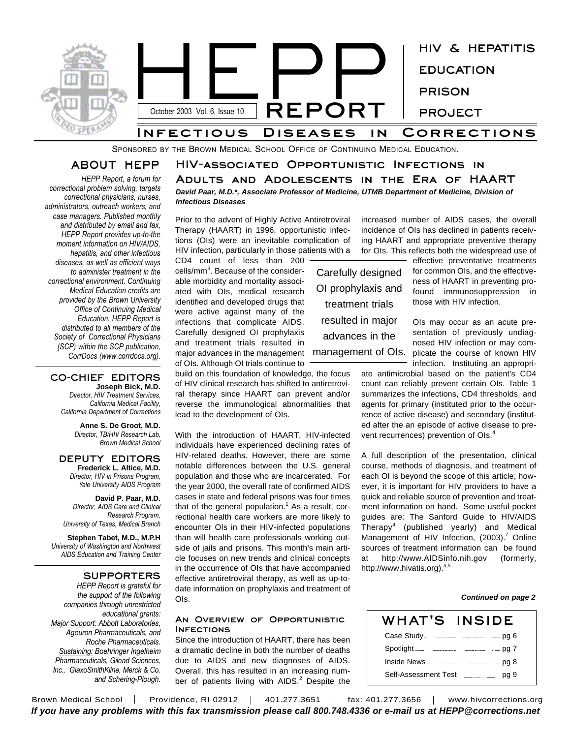# HEPP REPORT

October 2003 Vol. 6, Issue 10

HIV & HEPATITIS EDUCATION PRISON PROJECT

## Infectious Diseases in Corrections

Sponsored by the Brown Medical School Office of Continuing Medical Education.

### ABOUT HEPP

*HEPP Report, a forum for correctional problem solving, targets correctional physicians, nurses, administrators, outreach workers, and case managers. Published monthly and distributed by email and fax, HEPP Report provides up-to-the moment information on HIV/AIDS, hepatitis, and other infectious diseases, as well as efficient ways to administer treatment in the correctional environment. Continuing Medical Education credits are provided by the Brown University Office of Continuing Medical Education. HEPP Report is distributed to all members of the Society of Correctional Physicians (SCP) within the SCP publication, CorrDocs (www.corrdocs.org).*

### CO-CHIEF EDITORS

**Joseph Bick, M.D.**
*Director, HIV Treatment Services, California Medical Facility, California Department of Corrections*

**Anne S. De Groot, M.D.**
*Director, TB/HIV Research Lab, Brown Medical School*

### DEPUTY EDITORS

**Frederick L. Altice, M.D.**
*Director, HIV in Prisons Program, Yale University AIDS Program*

**David P. Paar, M.D.**
*Director, AIDS Care and Clinical Research Program, University of Texas, Medical Branch*

**Stephen Tabet, M.D., M.P.H**
*University of Washington and Northwest AIDS Education and Training Center*

### SUPPORTERS

*HEPP Report is grateful for the support of the following companies through unrestricted educational grants: Major Support: Abbott Laboratories, Agouron Pharmaceuticals, and Roche Pharmaceuticals. Sustaining: Boehringer Ingelheim Pharmaceuticals, Gilead Sciences, Inc., GlaxoSmithKline, Merck & Co. and Schering-Plough.*

## HIV-associated Opportunistic Infections in Adults and Adolescents in the Era of HAART

***David Paar, M.D.\*, Associate Professor of Medicine, UTMB Department of Medicine, Division of Infectious Diseases***

Prior to the advent of Highly Active Antiretroviral Therapy (HAART) in 1996, opportunistic infections (OIs) were an inevitable complication of HIV infection, particularly in those patients with a CD4 count of less than 200 cells/mm$^3$. Because of the considerable morbidity and mortality associated with OIs, medical research identified and developed drugs that were active against many of the infections that complicate AIDS. Carefully designed OI prophylaxis and treatment trials resulted in major advances in the management of OIs. Although OI trials continue to build on this foundation of knowledge, the focus of HIV clinical research has shifted to antiretroviral therapy since HAART can prevent and/or reverse the immunological abnormalities that lead to the development of OIs.

> Carefully designed OI prophylaxis and treatment trials resulted in major advances in the management of OIs.

With the introduction of HAART, HIV-infected individuals have experienced declining rates of HIV-related deaths. However, there are some notable differences between the U.S. general population and those who are incarcerated. For the year 2000, the overall rate of confirmed AIDS cases in state and federal prisons was four times that of the general population.[1] As a result, correctional health care workers are more likely to encounter OIs in their HIV-infected populations than will health care professionals working outside of jails and prisons. This month's main article focuses on new trends and clinical concepts in the occurrence of OIs that have accompanied effective antiretroviral therapy, as well as up-to-date information on prophylaxis and treatment of OIs.

### An Overview of Opportunistic Infections

Since the introduction of HAART, there has been a dramatic decline in both the number of deaths due to AIDS and new diagnoses of AIDS. Overall, this has resulted in an increasing number of patients living with AIDS.[2] Despite the increased number of AIDS cases, the overall incidence of OIs has declined in patients receiving HAART and appropriate preventive therapy for OIs. This reflects both the widespread use of effective preventative treatments for common OIs, and the effectiveness of HAART in preventing profound immunosuppression in those with HIV infection.

OIs may occur as an acute presentation of previously undiagnosed HIV infection or may complicate the course of known HIV infection. Instituting an appropriate antimicrobial based on the patient's CD4 count can reliably prevent certain OIs. Table 1 summarizes the infections, CD4 thresholds, and agents for primary (instituted prior to the occurrence of active disease) and secondary (instituted after the an episode of active disease to prevent recurrences) prevention of OIs.[4]

A full description of the presentation, clinical course, methods of diagnosis, and treatment of each OI is beyond the scope of this article; however, it is important for HIV providers to have a quick and reliable source of prevention and treatment information on hand. Some useful pocket guides are: The Sanford Guide to HIV/AIDS Therapy[4] (published yearly) and Medical Management of HIV Infection, (2003).[7] Online sources of treatment information can be found at http://www.AIDSinfo.nih.gov (formerly, http://www.hivatis.org).[4,5]

***Continued on page 2***

### WHAT'S INSIDE

- Case Study ... pg 6
- Spotlight ... pg 7
- Inside News ... pg 8
- Self-Assessment Test ... pg 9

Brown Medical School | Providence, RI 02912 | 401.277.3651 | fax: 401.277.3656 | www.hivcorrections.org

***If you have any problems with this fax transmission please call 800.748.4336 or e-mail us at HEPP@corrections.net***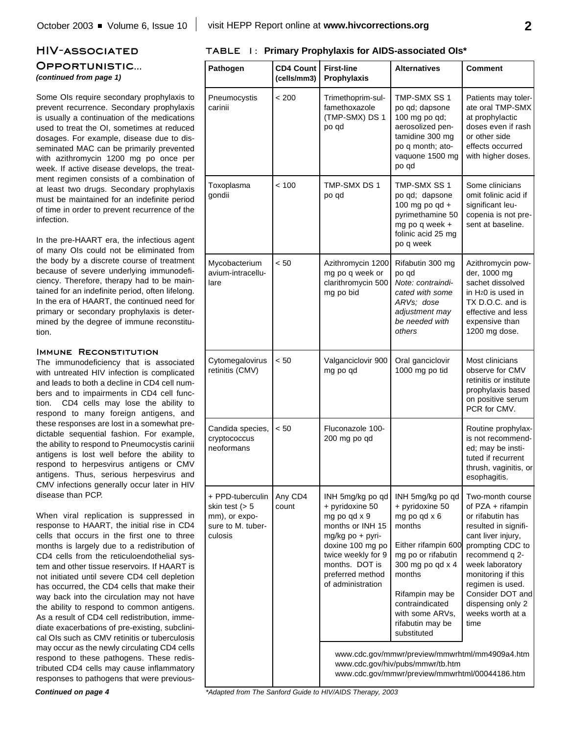## HIV-associated Opportunistic...

*(continued from page 1)*

Some OIs require secondary prophylaxis to prevent recurrence. Secondary prophylaxis is usually a continuation of the medications used to treat the OI, sometimes at reduced dosages. For example, disease due to disseminated MAC can be primarily prevented with azithromycin 1200 mg po once per week. If active disease develops, the treatment regimen consists of a combination of at least two drugs. Secondary prophylaxis must be maintained for an indefinite period of time in order to prevent recurrence of the infection.

In the pre-HAART era, the infectious agent of many OIs could not be eliminated from the body by a discrete course of treatment because of severe underlying immunodeficiency. Therefore, therapy had to be maintained for an indefinite period, often lifelong. In the era of HAART, the continued need for primary or secondary prophylaxis is determined by the degree of immune reconstitution.

### Immune Reconstitution

The immunodeficiency that is associated with untreated HIV infection is complicated and leads to both a decline in CD4 cell numbers and to impairments in CD4 cell function. CD4 cells may lose the ability to respond to many foreign antigens, and these responses are lost in a somewhat predictable sequential fashion. For example, the ability to respond to Pneumocystis carinii antigens is lost well before the ability to respond to herpesvirus antigens or CMV antigens. Thus, serious herpesvirus and CMV infections generally occur later in HIV disease than PCP.

When viral replication is suppressed in response to HAART, the initial rise in CD4 cells that occurs in the first one to three months is largely due to a redistribution of CD4 cells from the reticuloendothelial system and other tissue reservoirs. If HAART is not initiated until severe CD4 cell depletion has occurred, the CD4 cells that make their way back into the circulation may not have the ability to respond to common antigens. As a result of CD4 cell redistribution, immediate exacerbations of pre-existing, subclinical OIs such as CMV retinitis or tuberculosis may occur as the newly circulating CD4 cells respond to these pathogens. These redistributed CD4 cells may cause inflammatory responses to pathogens that were previous-

*Continued on page 4*

**TABLE 1: Primary Prophylaxis for AIDS-associated OIs***

| Pathogen | CD4 Count (cells/mm3) | First-line Prophylaxis | Alternatives | Comment |
|---|---|---|---|---|
| Pneumocystis carinii | < 200 | Trimethoprim-sulfamethoxazole (TMP-SMX) DS 1 po qd | TMP-SMX SS 1 po qd; dapsone 100 mg po qd; aerosolized pentamidine 300 mg po q month; atovaquone 1500 mg po qd | Patients may tolerate oral TMP-SMX at prophylactic doses even if rash or other side effects occurred with higher doses. |
| Toxoplasma gondii | < 100 | TMP-SMX DS 1 po qd | TMP-SMX SS 1 po qd; dapsone 100 mg po qd + pyrimethamine 50 mg po q week + folinic acid 25 mg po q week | Some clinicians omit folinic acid if significant leucopenia is not present at baseline. |
| Mycobacterium avium-intracellulare | < 50 | Azithromycin 1200 mg po q week or clarithromycin 500 mg po bid | Rifabutin 300 mg po qd *Note: contraindicated with some ARVs; dose adjustment may be needed with others* | Azithromycin powder, 1000 mg sachet dissolved in $H_2O$ is used in TX D.O.C. and is effective and less expensive than 1200 mg dose. |
| Cytomegalovirus retinitis (CMV) | < 50 | Valganciclovir 900 mg po qd | Oral ganciclovir 1000 mg po tid | Most clinicians observe for CMV retinitis or institute prophylaxis based on positive serum PCR for CMV. |
| Candida species, cryptococcus neoformans | < 50 | Fluconazole 100-200 mg po qd | | Routine prophylaxis is not recommended; may be instituted if recurrent thrush, vaginitis, or esophagitis. |
| + PPD-tuberculin skin test (> 5 mm), or exposure to M. tuberculosis | Any CD4 count | INH 5mg/kg po qd + pyridoxine 50 mg po qd x 9 months or INH 15 mg/kg po + pyridoxine 100 mg po twice weekly for 9 months. DOT is preferred method of administration | INH 5mg/kg po qd + pyridoxine 50 mg po qd x 6 months<br><br>Either rifampin 600 mg po or rifabutin 300 mg po qd x 4 months<br><br>Rifampin may be contraindicated with some ARVs, rifabutin may be substituted | Two-month course of PZA + rifampin or rifabutin has resulted in significant liver injury, prompting CDC to recommend q 2-week laboratory monitoring if this regimen is used. Consider DOT and dispensing only 2 weeks worth at a time |
| | | www.cdc.gov/mmwr/preview/mmwrhtml/mm4909a4.htm<br>www.cdc.gov/hiv/pubs/mmwr/tb.htm<br>www.cdc.gov/mmwr/preview/mmwrhtml/00044186.htm | | |

*\*Adapted from The Sanford Guide to HIV/AIDS Therapy, 2003*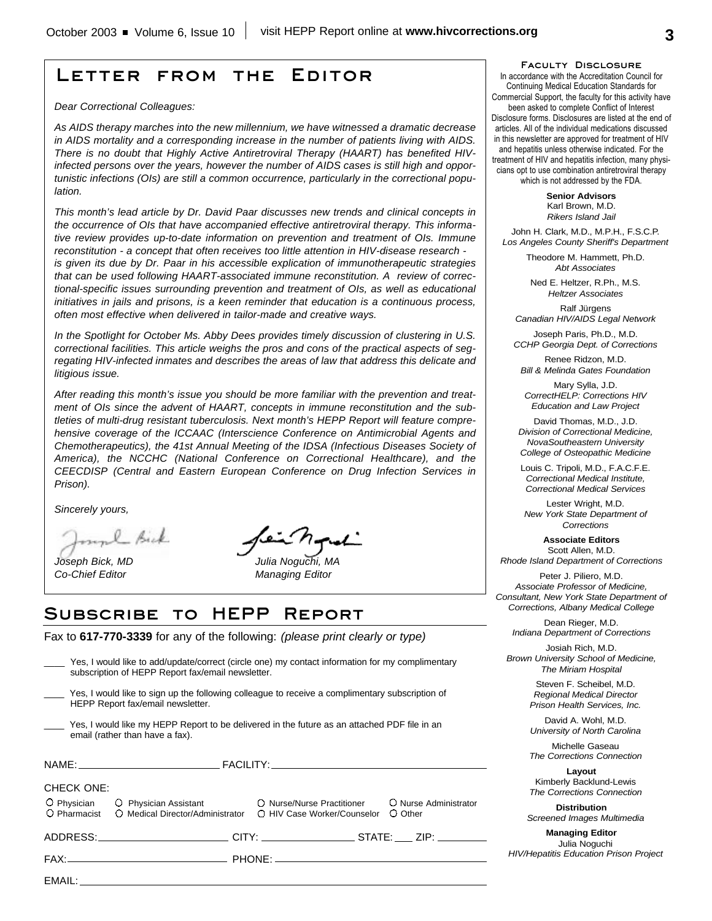# Letter from the Editor

*Dear Correctional Colleagues:*

*As AIDS therapy marches into the new millennium, we have witnessed a dramatic decrease in AIDS mortality and a corresponding increase in the number of patients living with AIDS. There is no doubt that Highly Active Antiretroviral Therapy (HAART) has benefited HIV-infected persons over the years, however the number of AIDS cases is still high and opportunistic infections (OIs) are still a common occurrence, particularly in the correctional population.*

*This month's lead article by Dr. David Paar discusses new trends and clinical concepts in the occurrence of OIs that have accompanied effective antiretroviral therapy. This informative review provides up-to-date information on prevention and treatment of OIs. Immune reconstitution - a concept that often receives too little attention in HIV-disease research - is given its due by Dr. Paar in his accessible explication of immunotherapeutic strategies that can be used following HAART-associated immune reconstitution. A review of correctional-specific issues surrounding prevention and treatment of OIs, as well as educational initiatives in jails and prisons, is a keen reminder that education is a continuous process, often most effective when delivered in tailor-made and creative ways.*

*In the Spotlight for October Ms. Abby Dees provides timely discussion of clustering in U.S. correctional facilities. This article weighs the pros and cons of the practical aspects of segregating HIV-infected inmates and describes the areas of law that address this delicate and litigious issue.*

*After reading this month's issue you should be more familiar with the prevention and treatment of OIs since the advent of HAART, concepts in immune reconstitution and the subtleties of multi-drug resistant tuberculosis. Next month's HEPP Report will feature comprehensive coverage of the ICCAAC (Interscience Conference on Antimicrobial Agents and Chemotherapeutics), the 41st Annual Meeting of the IDSA (Infectious Diseases Society of America), the NCCHC (National Conference on Correctional Healthcare), and the CEECDISP (Central and Eastern European Conference on Drug Infection Services in Prison).*

*Sincerely yours,*

*Joseph Bick, MD*
*Co-Chief Editor*

*Julia Noguchi, MA*
*Managing Editor*

# Subscribe to HEPP Report

Fax to **617-770-3339** for any of the following: *(please print clearly or type)*

____ Yes, I would like to add/update/correct (circle one) my contact information for my complimentary subscription of HEPP Report fax/email newsletter.

____ Yes, I would like to sign up the following colleague to receive a complimentary subscription of HEPP Report fax/email newsletter.

____ Yes, I would like my HEPP Report to be delivered in the future as an attached PDF file in an email (rather than have a fax).

NAME: ________________________ FACILITY: ____________________________________

CHECK ONE:

○ Physician ○ Physician Assistant ○ Nurse/Nurse Practitioner ○ Nurse Administrator
○ Pharmacist ○ Medical Director/Administrator ○ HIV Case Worker/Counselor ○ Other

ADDRESS: ______________________ CITY: ________________ STATE: ___ ZIP: ________

FAX: ___________________________ PHONE: ____________________________________

EMAIL: ________________________________________________________________

## Faculty Disclosure

In accordance with the Accreditation Council for Continuing Medical Education Standards for Commercial Support, the faculty for this activity have been asked to complete Conflict of Interest Disclosure forms. Disclosures are listed at the end of articles. All of the individual medications discussed in this newsletter are approved for treatment of HIV and hepatitis unless otherwise indicated. For the treatment of HIV and hepatitis infection, many physicians opt to use combination antiretroviral therapy which is not addressed by the FDA.

**Senior Advisors**

Karl Brown, M.D.
*Rikers Island Jail*

John H. Clark, M.D., M.P.H., F.S.C.P.
*Los Angeles County Sheriff's Department*

Theodore M. Hammett, Ph.D.
*Abt Associates*

Ned E. Heltzer, R.Ph., M.S.
*Heltzer Associates*

Ralf Jürgens
*Canadian HIV/AIDS Legal Network*

Joseph Paris, Ph.D., M.D.
*CCHP Georgia Dept. of Corrections*

Renee Ridzon, M.D.
*Bill & Melinda Gates Foundation*

Mary Sylla, J.D.
*CorrectHELP: Corrections HIV Education and Law Project*

David Thomas, M.D., J.D.
*Division of Correctional Medicine, NovaSoutheastern University College of Osteopathic Medicine*

Louis C. Tripoli, M.D., F.A.C.F.E.
*Correctional Medical Institute, Correctional Medical Services*

Lester Wright, M.D.
*New York State Department of Corrections*

**Associate Editors**

Scott Allen, M.D.
*Rhode Island Department of Corrections*

Peter J. Piliero, M.D.
*Associate Professor of Medicine, Consultant, New York State Department of Corrections, Albany Medical College*

Dean Rieger, M.D.
*Indiana Department of Corrections*

Josiah Rich, M.D.
*Brown University School of Medicine, The Miriam Hospital*

Steven F. Scheibel, M.D.
*Regional Medical Director Prison Health Services, Inc.*

David A. Wohl, M.D.
*University of North Carolina*

Michelle Gaseau
*The Corrections Connection*

**Layout**

Kimberly Backlund-Lewis
*The Corrections Connection*

**Distribution**

*Screened Images Multimedia*

**Managing Editor**

Julia Noguchi
*HIV/Hepatitis Education Prison Project*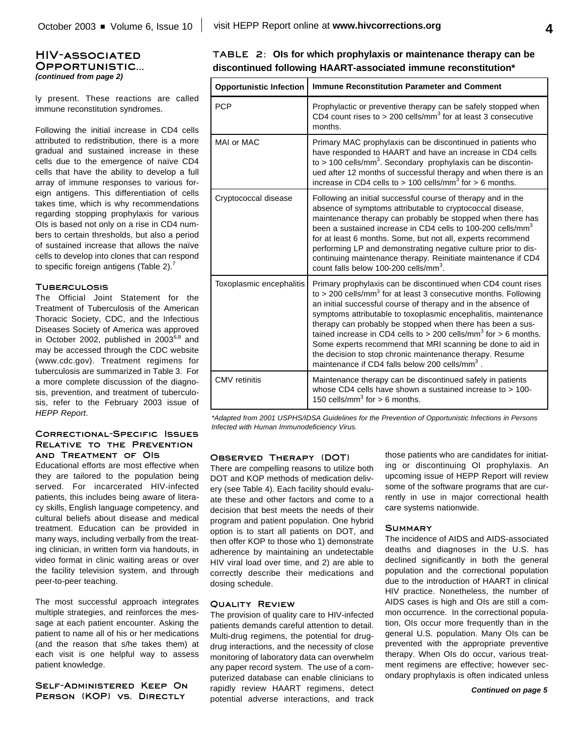## HIV-associated Opportunistic...

*(continued from page 2)*

ly present. These reactions are called immune reconstitution syndromes.

Following the initial increase in CD4 cells attributed to redistribution, there is a more gradual and sustained increase in these cells due to the emergence of naïve CD4 cells that have the ability to develop a full array of immune responses to various foreign antigens. This differentiation of cells takes time, which is why recommendations regarding stopping prophylaxis for various OIs is based not only on a rise in CD4 numbers to certain thresholds, but also a period of sustained increase that allows the naïve cells to develop into clones that can respond to specific foreign antigens (Table 2).[7]

### Tuberculosis

The Official Joint Statement for the Treatment of Tuberculosis of the American Thoracic Society, CDC, and the Infectious Diseases Society of America was approved in October 2002, published in 2003[6,8] and may be accessed through the CDC website (www.cdc.gov). Treatment regimens for tuberculosis are summarized in Table 3. For a more complete discussion of the diagnosis, prevention, and treatment of tuberculosis, refer to the February 2003 issue of *HEPP Report*.

### Correctional-Specific Issues Relative to the Prevention and Treatment of OIs

Educational efforts are most effective when they are tailored to the population being served. For incarcerated HIV-infected patients, this includes being aware of literacy skills, English language competency, and cultural beliefs about disease and medical treatment. Education can be provided in many ways, including verbally from the treating clinician, in written form via handouts, in video format in clinic waiting areas or over the facility television system, and through peer-to-peer teaching.

The most successful approach integrates multiple strategies, and reinforces the message at each patient encounter. Asking the patient to name all of his or her medications (and the reason that s/he takes them) at each visit is one helpful way to assess patient knowledge.

**TABLE 2: OIs for which prophylaxis or maintenance therapy can be discontinued following HAART-associated immune reconstitution***

| Opportunistic Infection | Immune Reconstitution Parameter and Comment |
|---|---|
| PCP | Prophylactic or preventive therapy can be safely stopped when CD4 count rises to > 200 cells/mm$^3$ for at least 3 consecutive months. |
| MAI or MAC | Primary MAC prophylaxis can be discontinued in patients who have responded to HAART and have an increase in CD4 cells to > 100 cells/mm$^3$. Secondary prophylaxis can be discontinued after 12 months of successful therapy and when there is an increase in CD4 cells to > 100 cells/mm$^3$ for > 6 months. |
| Cryptococcal disease | Following an initial successful course of therapy and in the absence of symptoms attributable to cryptococcal disease, maintenance therapy can probably be stopped when there has been a sustained increase in CD4 cells to 100-200 cells/mm$^3$ for at least 6 months. Some, but not all, experts recommend performing LP and demonstrating negative culture prior to discontinuing maintenance therapy. Reinitiate maintenance if CD4 count falls below 100-200 cells/mm$^3$. |
| Toxoplasmic encephalitis | Primary prophylaxis can be discontinued when CD4 count rises to > 200 cells/mm$^3$ for at least 3 consecutive months. Following an initial successful course of therapy and in the absence of symptoms attributable to toxoplasmic encephalitis, maintenance therapy can probably be stopped when there has been a sustained increase in CD4 cells to > 200 cells/mm$^3$ for > 6 months. Some experts recommend that MRI scanning be done to aid in the decision to stop chronic maintenance therapy. Resume maintenance if CD4 falls below 200 cells/mm$^3$. |
| CMV retinitis | Maintenance therapy can be discontinued safely in patients whose CD4 cells have shown a sustained increase to > 100-150 cells/mm$^3$ for > 6 months. |

*\*Adapted from 2001 USPHS/IDSA Guidelines for the Prevention of Opportunistic Infections in Persons Infected with Human Immunodeficiency Virus.*

### Self-Administered Keep On Person (KOP) vs. Directly Observed Therapy (DOT)

There are compelling reasons to utilize both DOT and KOP methods of medication delivery (see Table 4). Each facility should evaluate these and other factors and come to a decision that best meets the needs of their program and patient population. One hybrid option is to start all patients on DOT, and then offer KOP to those who 1) demonstrate adherence by maintaining an undetectable HIV viral load over time, and 2) are able to correctly describe their medications and dosing schedule.

### Quality Review

The provision of quality care to HIV-infected patients demands careful attention to detail. Multi-drug regimens, the potential for drug-drug interactions, and the necessity of close monitoring of laboratory data can overwhelm any paper record system. The use of a computerized database can enable clinicians to rapidly review HAART regimens, detect potential adverse interactions, and track those patients who are candidates for initiating or discontinuing OI prophylaxis. An upcoming issue of HEPP Report will review some of the software programs that are currently in use in major correctional health care systems nationwide.

### Summary

The incidence of AIDS and AIDS-associated deaths and diagnoses in the U.S. has declined significantly in both the general population and the correctional population due to the introduction of HAART in clinical HIV practice. Nonetheless, the number of AIDS cases is high and OIs are still a common occurrence. In the correctional population, OIs occur more frequently than in the general U.S. population. Many OIs can be prevented with the appropriate preventive therapy. When OIs do occur, various treatment regimens are effective; however secondary prophylaxis is often indicated unless

***Continued on page 5***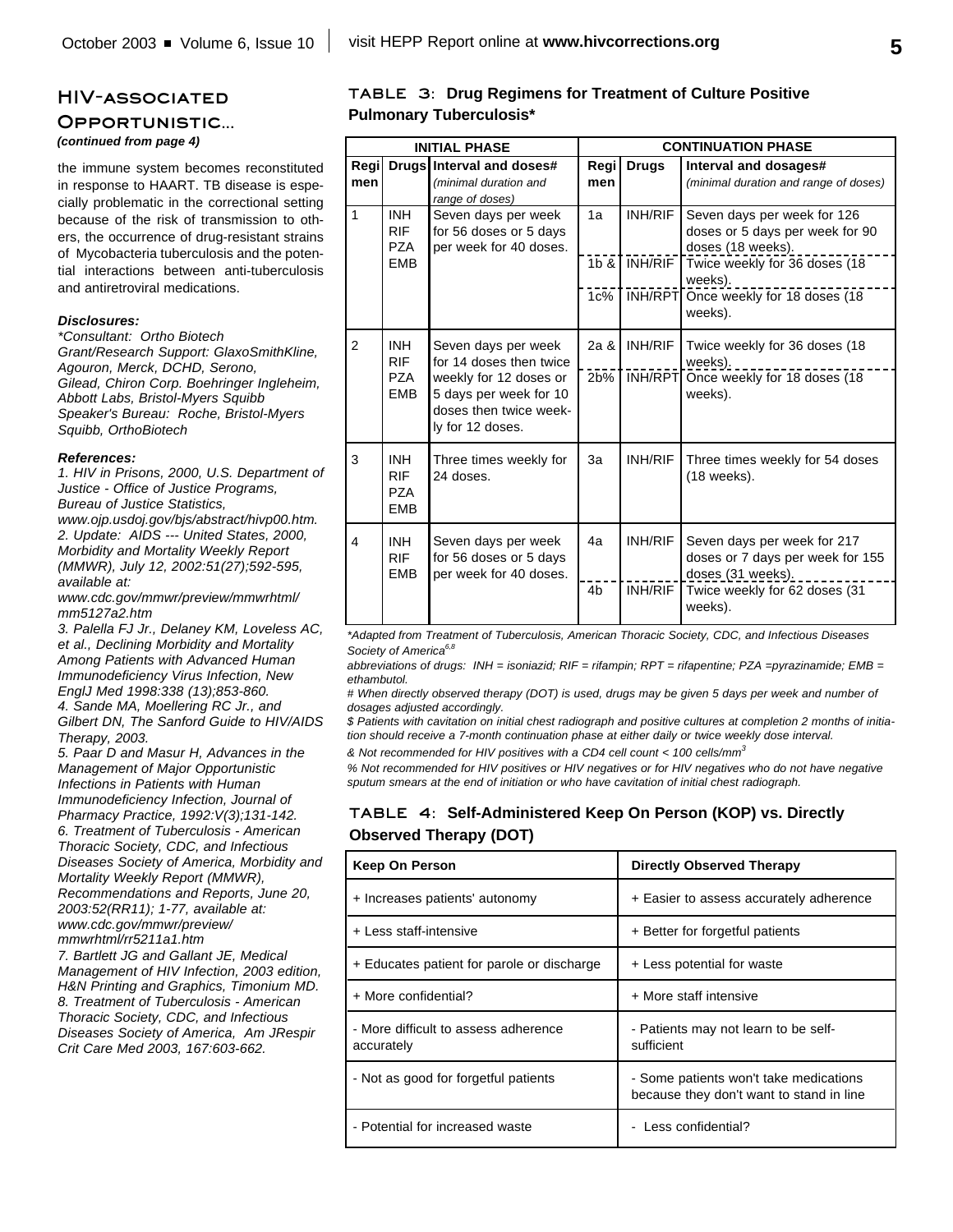## HIV-associated Opportunistic...

***(continued from page 4)***

the immune system becomes reconstituted in response to HAART. TB disease is especially problematic in the correctional setting because of the risk of transmission to others, the occurrence of drug-resistant strains of Mycobacteria tuberculosis and the potential interactions between anti-tuberculosis and antiretroviral medications.

***Disclosures:***

*\*Consultant: Ortho Biotech*
*Grant/Research Support: GlaxoSmithKline, Agouron, Merck, DCHD, Serono, Gilead, Chiron Corp. Boehringer Ingleheim, Abbott Labs, Bristol-Myers Squibb*
*Speaker's Bureau: Roche, Bristol-Myers Squibb, OrthoBiotech*

***References:***

*1. HIV in Prisons, 2000, U.S. Department of Justice - Office of Justice Programs, Bureau of Justice Statistics, www.ojp.usdoj.gov/bjs/abstract/hivp00.htm.*
*2. Update: AIDS --- United States, 2000, Morbidity and Mortality Weekly Report (MMWR), July 12, 2002:51(27);592-595, available at: www.cdc.gov/mmwr/preview/mmwrhtml/mm5127a2.htm*
*3. Palella FJ Jr., Delaney KM, Loveless AC, et al., Declining Morbidity and Mortality Among Patients with Advanced Human Immunodeficiency Virus Infection, New EnglJ Med 1998:338 (13);853-860.*
*4. Sande MA, Moellering RC Jr., and Gilbert DN, The Sanford Guide to HIV/AIDS Therapy, 2003.*
*5. Paar D and Masur H, Advances in the Management of Major Opportunistic Infections in Patients with Human Immunodeficiency Infection, Journal of Pharmacy Practice, 1992:V(3);131-142.*
*6. Treatment of Tuberculosis - American Thoracic Society, CDC, and Infectious Diseases Society of America, Morbidity and Mortality Weekly Report (MMWR), Recommendations and Reports, June 20, 2003:52(RR11); 1-77, available at: www.cdc.gov/mmwr/preview/mmwrhtml/rr5211a1.htm*
*7. Bartlett JG and Gallant JE, Medical Management of HIV Infection, 2003 edition, H&N Printing and Graphics, Timonium MD.*
*8. Treatment of Tuberculosis - American Thoracic Society, CDC, and Infectious Diseases Society of America, Am JRespir Crit Care Med 2003, 167:603-662.*

### TABLE 3: Drug Regimens for Treatment of Culture Positive Pulmonary Tuberculosis*

| INITIAL PHASE | | | CONTINUATION PHASE | | |
|---|---|---|---|---|---|
| Regimen | Drugs | Interval and doses# *(minimal duration and range of doses)* | Regimen | Drugs | Interval and dosages# *(minimal duration and range of doses)* |
| 1 | INH RIF PZA EMB | Seven days per week for 56 doses or 5 days per week for 40 doses. | 1a | INH/RIF | Seven days per week for 126 doses or 5 days per week for 90 doses (18 weeks). |
| | | | 1b & | INH/RIF | Twice weekly for 36 doses (18 weeks). |
| | | | 1c% | INH/RPT | Once weekly for 18 doses (18 weeks). |
| 2 | INH RIF PZA EMB | Seven days per week for 14 doses then twice weekly for 12 doses or 5 days per week for 10 doses then twice weekly for 12 doses. | 2a & | INH/RIF | Twice weekly for 36 doses (18 weeks). |
| | | | 2b% | INH/RPT | Once weekly for 18 doses (18 weeks). |
| 3 | INH RIF PZA EMB | Three times weekly for 24 doses. | 3a | INH/RIF | Three times weekly for 54 doses (18 weeks). |
| 4 | INH RIF EMB | Seven days per week for 56 doses or 5 days per week for 40 doses. | 4a | INH/RIF | Seven days per week for 217 doses or 7 days per week for 155 doses (31 weeks). |
| | | | 4b | INH/RIF | Twice weekly for 62 doses (31 weeks). |

*\*Adapted from Treatment of Tuberculosis, American Thoracic Society, CDC, and Infectious Diseases Society of America[6,8]*

*abbreviations of drugs: INH = isoniazid; RIF = rifampin; RPT = rifapentine; PZA =pyrazinamide; EMB = ethambutol.*

*# When directly observed therapy (DOT) is used, drugs may be given 5 days per week and number of dosages adjusted accordingly.*

*$ Patients with cavitation on initial chest radiograph and positive cultures at completion 2 months of initiation should receive a 7-month continuation phase at either daily or twice weekly dose interval.*

*& Not recommended for HIV positives with a CD4 cell count < 100 cells/mm$^3$*

*% Not recommended for HIV positives or HIV negatives or for HIV negatives who do not have negative sputum smears at the end of initiation or who have cavitation of initial chest radiograph.*

### TABLE 4: Self-Administered Keep On Person (KOP) vs. Directly Observed Therapy (DOT)

| Keep On Person | Directly Observed Therapy |
|---|---|
| + Increases patients' autonomy | + Easier to assess accurately adherence |
| + Less staff-intensive | + Better for forgetful patients |
| + Educates patient for parole or discharge | + Less potential for waste |
| + More confidential? | + More staff intensive |
| - More difficult to assess adherence accurately | - Patients may not learn to be self-sufficient |
| - Not as good for forgetful patients | - Some patients won't take medications because they don't want to stand in line |
| - Potential for increased waste | - Less confidential? |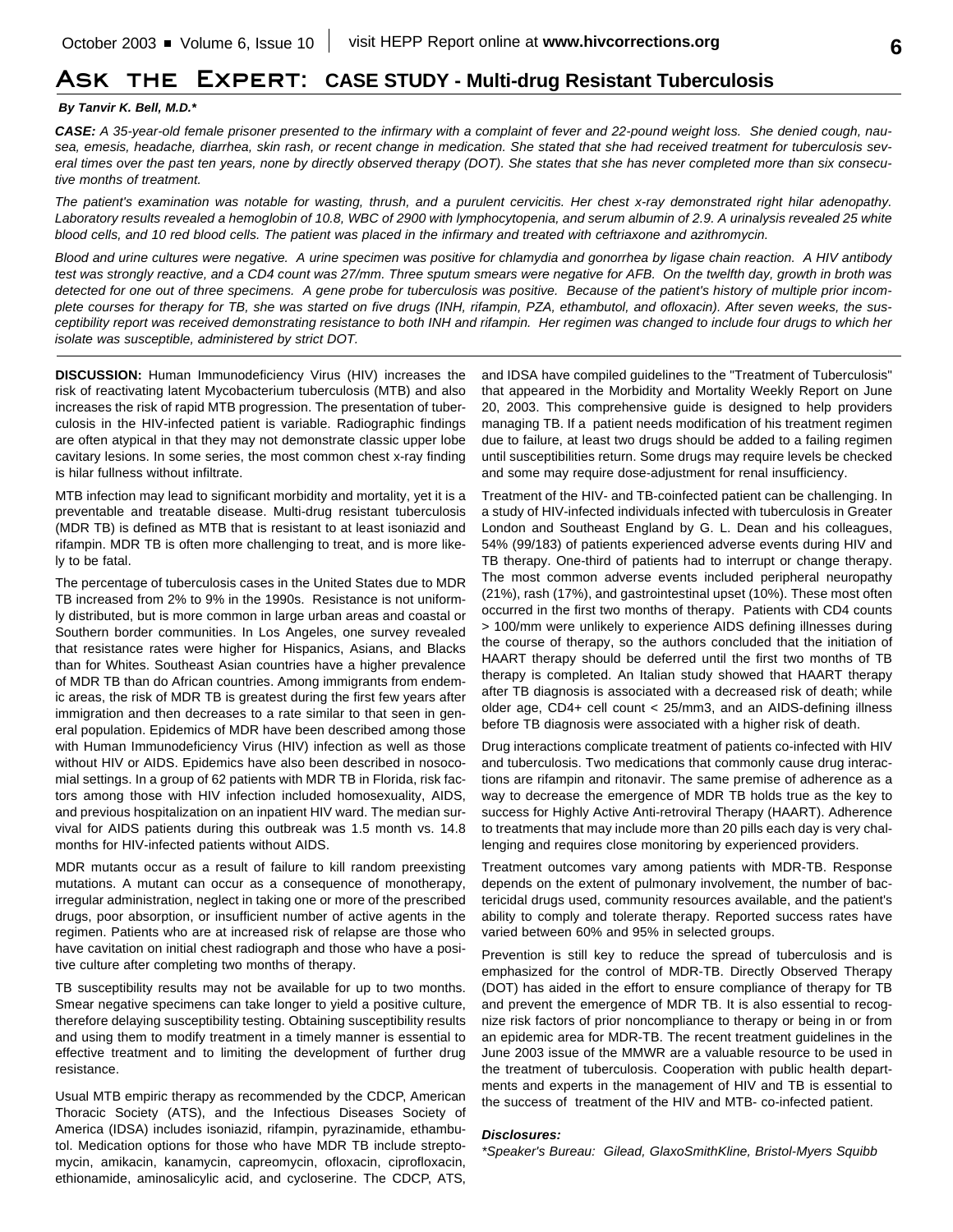# Ask the Expert: CASE STUDY - Multi-drug Resistant Tuberculosis

***By Tanvir K. Bell, M.D.****

***CASE:*** *A 35-year-old female prisoner presented to the infirmary with a complaint of fever and 22-pound weight loss. She denied cough, nausea, emesis, headache, diarrhea, skin rash, or recent change in medication. She stated that she had received treatment for tuberculosis several times over the past ten years, none by directly observed therapy (DOT). She states that she has never completed more than six consecutive months of treatment.*

*The patient's examination was notable for wasting, thrush, and a purulent cervicitis. Her chest x-ray demonstrated right hilar adenopathy. Laboratory results revealed a hemoglobin of 10.8, WBC of 2900 with lymphocytopenia, and serum albumin of 2.9. A urinalysis revealed 25 white blood cells, and 10 red blood cells. The patient was placed in the infirmary and treated with ceftriaxone and azithromycin.*

*Blood and urine cultures were negative. A urine specimen was positive for chlamydia and gonorrhea by ligase chain reaction. A HIV antibody test was strongly reactive, and a CD4 count was 27/mm. Three sputum smears were negative for AFB. On the twelfth day, growth in broth was detected for one out of three specimens. A gene probe for tuberculosis was positive. Because of the patient's history of multiple prior incomplete courses for therapy for TB, she was started on five drugs (INH, rifampin, PZA, ethambutol, and ofloxacin). After seven weeks, the susceptibility report was received demonstrating resistance to both INH and rifampin. Her regimen was changed to include four drugs to which her isolate was susceptible, administered by strict DOT.*

**DISCUSSION:** Human Immunodeficiency Virus (HIV) increases the risk of reactivating latent Mycobacterium tuberculosis (MTB) and also increases the risk of rapid MTB progression. The presentation of tuberculosis in the HIV-infected patient is variable. Radiographic findings are often atypical in that they may not demonstrate classic upper lobe cavitary lesions. In some series, the most common chest x-ray finding is hilar fullness without infiltrate.

MTB infection may lead to significant morbidity and mortality, yet it is a preventable and treatable disease. Multi-drug resistant tuberculosis (MDR TB) is defined as MTB that is resistant to at least isoniazid and rifampin. MDR TB is often more challenging to treat, and is more likely to be fatal.

The percentage of tuberculosis cases in the United States due to MDR TB increased from 2% to 9% in the 1990s. Resistance is not uniformly distributed, but is more common in large urban areas and coastal or Southern border communities. In Los Angeles, one survey revealed that resistance rates were higher for Hispanics, Asians, and Blacks than for Whites. Southeast Asian countries have a higher prevalence of MDR TB than do African countries. Among immigrants from endemic areas, the risk of MDR TB is greatest during the first few years after immigration and then decreases to a rate similar to that seen in general population. Epidemics of MDR have been described among those with Human Immunodeficiency Virus (HIV) infection as well as those without HIV or AIDS. Epidemics have also been described in nosocomial settings. In a group of 62 patients with MDR TB in Florida, risk factors among those with HIV infection included homosexuality, AIDS, and previous hospitalization on an inpatient HIV ward. The median survival for AIDS patients during this outbreak was 1.5 month vs. 14.8 months for HIV-infected patients without AIDS.

MDR mutants occur as a result of failure to kill random preexisting mutations. A mutant can occur as a consequence of monotherapy, irregular administration, neglect in taking one or more of the prescribed drugs, poor absorption, or insufficient number of active agents in the regimen. Patients who are at increased risk of relapse are those who have cavitation on initial chest radiograph and those who have a positive culture after completing two months of therapy.

TB susceptibility results may not be available for up to two months. Smear negative specimens can take longer to yield a positive culture, therefore delaying susceptibility testing. Obtaining susceptibility results and using them to modify treatment in a timely manner is essential to effective treatment and to limiting the development of further drug resistance.

Usual MTB empiric therapy as recommended by the CDCP, American Thoracic Society (ATS), and the Infectious Diseases Society of America (IDSA) includes isoniazid, rifampin, pyrazinamide, ethambutol. Medication options for those who have MDR TB include streptomycin, amikacin, kanamycin, capreomycin, ofloxacin, ciprofloxacin, ethionamide, aminosalicylic acid, and cycloserine. The CDCP, ATS, and IDSA have compiled guidelines to the "Treatment of Tuberculosis" that appeared in the Morbidity and Mortality Weekly Report on June 20, 2003. This comprehensive guide is designed to help providers managing TB. If a patient needs modification of his treatment regimen due to failure, at least two drugs should be added to a failing regimen until susceptibilities return. Some drugs may require levels be checked and some may require dose-adjustment for renal insufficiency.

Treatment of the HIV- and TB-coinfected patient can be challenging. In a study of HIV-infected individuals infected with tuberculosis in Greater London and Southeast England by G. L. Dean and his colleagues, 54% (99/183) of patients experienced adverse events during HIV and TB therapy. One-third of patients had to interrupt or change therapy. The most common adverse events included peripheral neuropathy (21%), rash (17%), and gastrointestinal upset (10%). These most often occurred in the first two months of therapy. Patients with CD4 counts > 100/mm were unlikely to experience AIDS defining illnesses during the course of therapy, so the authors concluded that the initiation of HAART therapy should be deferred until the first two months of TB therapy is completed. An Italian study showed that HAART therapy after TB diagnosis is associated with a decreased risk of death; while older age, CD4+ cell count < 25/mm3, and an AIDS-defining illness before TB diagnosis were associated with a higher risk of death.

Drug interactions complicate treatment of patients co-infected with HIV and tuberculosis. Two medications that commonly cause drug interactions are rifampin and ritonavir. The same premise of adherence as a way to decrease the emergence of MDR TB holds true as the key to success for Highly Active Anti-retroviral Therapy (HAART). Adherence to treatments that may include more than 20 pills each day is very challenging and requires close monitoring by experienced providers.

Treatment outcomes vary among patients with MDR-TB. Response depends on the extent of pulmonary involvement, the number of bactericidal drugs used, community resources available, and the patient's ability to comply and tolerate therapy. Reported success rates have varied between 60% and 95% in selected groups.

Prevention is still key to reduce the spread of tuberculosis and is emphasized for the control of MDR-TB. Directly Observed Therapy (DOT) has aided in the effort to ensure compliance of therapy for TB and prevent the emergence of MDR TB. It is also essential to recognize risk factors of prior noncompliance to therapy or being in or from an epidemic area for MDR-TB. The recent treatment guidelines in the June 2003 issue of the MMWR are a valuable resource to be used in the treatment of tuberculosis. Cooperation with public health departments and experts in the management of HIV and TB is essential to the success of treatment of the HIV and MTB- co-infected patient.

***Disclosures:***

**Speaker's Bureau: Gilead, GlaxoSmithKline, Bristol-Myers Squibb*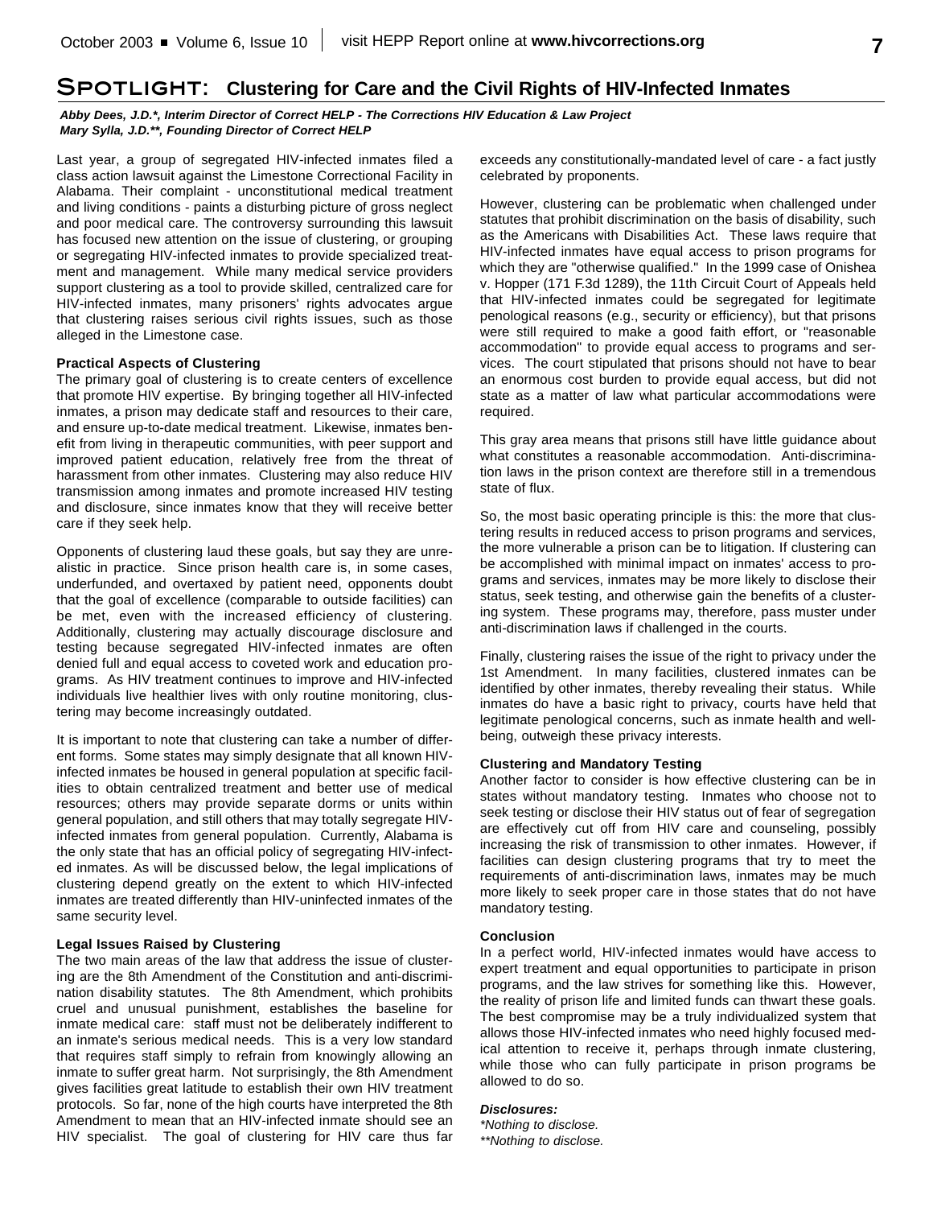# Spotlight: Clustering for Care and the Civil Rights of HIV-Infected Inmates

***Abby Dees, J.D.\*, Interim Director of Correct HELP - The Corrections HIV Education & Law Project***
***Mary Sylla, J.D.\*\*, Founding Director of Correct HELP***

Last year, a group of segregated HIV-infected inmates filed a class action lawsuit against the Limestone Correctional Facility in Alabama. Their complaint - unconstitutional medical treatment and living conditions - paints a disturbing picture of gross neglect and poor medical care. The controversy surrounding this lawsuit has focused new attention on the issue of clustering, or grouping or segregating HIV-infected inmates to provide specialized treatment and management. While many medical service providers support clustering as a tool to provide skilled, centralized care for HIV-infected inmates, many prisoners' rights advocates argue that clustering raises serious civil rights issues, such as those alleged in the Limestone case.

**Practical Aspects of Clustering**

The primary goal of clustering is to create centers of excellence that promote HIV expertise. By bringing together all HIV-infected inmates, a prison may dedicate staff and resources to their care, and ensure up-to-date medical treatment. Likewise, inmates benefit from living in therapeutic communities, with peer support and improved patient education, relatively free from the threat of harassment from other inmates. Clustering may also reduce HIV transmission among inmates and promote increased HIV testing and disclosure, since inmates know that they will receive better care if they seek help.

Opponents of clustering laud these goals, but say they are unrealistic in practice. Since prison health care is, in some cases, underfunded, and overtaxed by patient need, opponents doubt that the goal of excellence (comparable to outside facilities) can be met, even with the increased efficiency of clustering. Additionally, clustering may actually discourage disclosure and testing because segregated HIV-infected inmates are often denied full and equal access to coveted work and education programs. As HIV treatment continues to improve and HIV-infected individuals live healthier lives with only routine monitoring, clustering may become increasingly outdated.

It is important to note that clustering can take a number of different forms. Some states may simply designate that all known HIV-infected inmates be housed in general population at specific facilities to obtain centralized treatment and better use of medical resources; others may provide separate dorms or units within general population, and still others that may totally segregate HIV-infected inmates from general population. Currently, Alabama is the only state that has an official policy of segregating HIV-infected inmates. As will be discussed below, the legal implications of clustering depend greatly on the extent to which HIV-infected inmates are treated differently than HIV-uninfected inmates of the same security level.

**Legal Issues Raised by Clustering**

The two main areas of the law that address the issue of clustering are the 8th Amendment of the Constitution and anti-discrimination disability statutes. The 8th Amendment, which prohibits cruel and unusual punishment, establishes the baseline for inmate medical care: staff must not be deliberately indifferent to an inmate's serious medical needs. This is a very low standard that requires staff simply to refrain from knowingly allowing an inmate to suffer great harm. Not surprisingly, the 8th Amendment gives facilities great latitude to establish their own HIV treatment protocols. So far, none of the high courts have interpreted the 8th Amendment to mean that an HIV-infected inmate should see an HIV specialist. The goal of clustering for HIV care thus far exceeds any constitutionally-mandated level of care - a fact justly celebrated by proponents.

However, clustering can be problematic when challenged under statutes that prohibit discrimination on the basis of disability, such as the Americans with Disabilities Act. These laws require that HIV-infected inmates have equal access to prison programs for which they are "otherwise qualified." In the 1999 case of Onishea v. Hopper (171 F.3d 1289), the 11th Circuit Court of Appeals held that HIV-infected inmates could be segregated for legitimate penological reasons (e.g., security or efficiency), but that prisons were still required to make a good faith effort, or "reasonable accommodation" to provide equal access to programs and services. The court stipulated that prisons should not have to bear an enormous cost burden to provide equal access, but did not state as a matter of law what particular accommodations were required.

This gray area means that prisons still have little guidance about what constitutes a reasonable accommodation. Anti-discrimination laws in the prison context are therefore still in a tremendous state of flux.

So, the most basic operating principle is this: the more that clustering results in reduced access to prison programs and services, the more vulnerable a prison can be to litigation. If clustering can be accomplished with minimal impact on inmates' access to programs and services, inmates may be more likely to disclose their status, seek testing, and otherwise gain the benefits of a clustering system. These programs may, therefore, pass muster under anti-discrimination laws if challenged in the courts.

Finally, clustering raises the issue of the right to privacy under the 1st Amendment. In many facilities, clustered inmates can be identified by other inmates, thereby revealing their status. While inmates do have a basic right to privacy, courts have held that legitimate penological concerns, such as inmate health and well-being, outweigh these privacy interests.

**Clustering and Mandatory Testing**

Another factor to consider is how effective clustering can be in states without mandatory testing. Inmates who choose not to seek testing or disclose their HIV status out of fear of segregation are effectively cut off from HIV care and counseling, possibly increasing the risk of transmission to other inmates. However, if facilities can design clustering programs that try to meet the requirements of anti-discrimination laws, inmates may be much more likely to seek proper care in those states that do not have mandatory testing.

**Conclusion**

In a perfect world, HIV-infected inmates would have access to expert treatment and equal opportunities to participate in prison programs, and the law strives for something like this. However, the reality of prison life and limited funds can thwart these goals. The best compromise may be a truly individualized system that allows those HIV-infected inmates who need highly focused medical attention to receive it, perhaps through inmate clustering, while those who can fully participate in prison programs be allowed to do so.

***Disclosures:***

*\*Nothing to disclose.*

*\*\*Nothing to disclose.*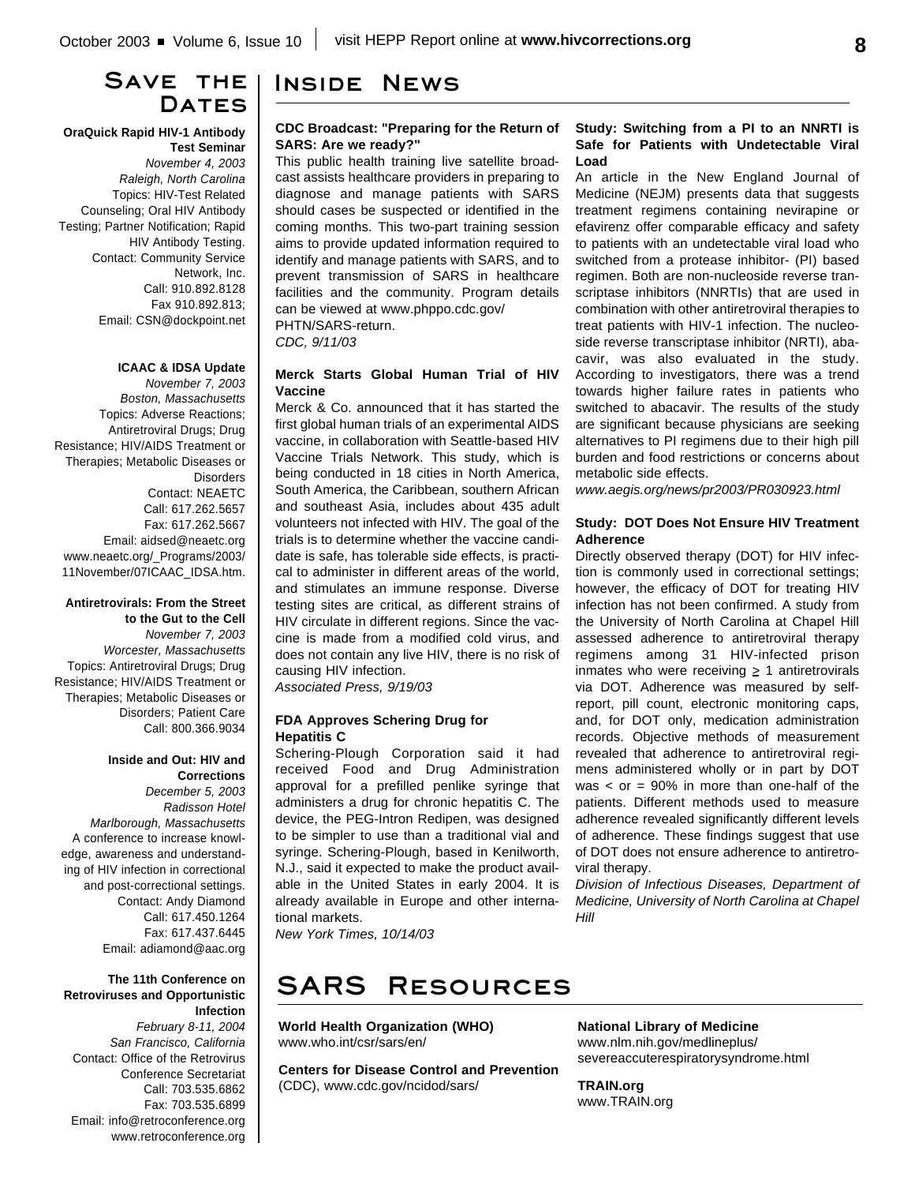## Save the Dates

**OraQuick Rapid HIV-1 Antibody Test Seminar**
*November 4, 2003*
*Raleigh, North Carolina*
Topics: HIV-Test Related Counseling; Oral HIV Antibody Testing; Partner Notification; Rapid HIV Antibody Testing.
Contact: Community Service Network, Inc.
Call: 910.892.8128
Fax 910.892.813;
Email: CSN@dockpoint.net

**ICAAC & IDSA Update**
*November 7, 2003*
*Boston, Massachusetts*
Topics: Adverse Reactions; Antiretroviral Drugs; Drug Resistance; HIV/AIDS Treatment or Therapies; Metabolic Diseases or Disorders
Contact: NEAETC
Call: 617.262.5657
Fax: 617.262.5667
Email: aidsed@neaetc.org
www.neaetc.org/_Programs/2003/11November/07ICAAC_IDSA.htm.

**Antiretrovirals: From the Street to the Gut to the Cell**
*November 7, 2003*
*Worcester, Massachusetts*
Topics: Antiretroviral Drugs; Drug Resistance; HIV/AIDS Treatment or Therapies; Metabolic Diseases or Disorders; Patient Care
Call: 800.366.9034

**Inside and Out: HIV and Corrections**
*December 5, 2003*
*Radisson Hotel*
*Marlborough, Massachusetts*
A conference to increase knowledge, awareness and understanding of HIV infection in correctional and post-correctional settings.
Contact: Andy Diamond
Call: 617.450.1264
Fax: 617.437.6445
Email: adiamond@aac.org

**The 11th Conference on Retroviruses and Opportunistic Infection**
*February 8-11, 2004*
*San Francisco, California*
Contact: Office of the Retrovirus Conference Secretariat
Call: 703.535.6862
Fax: 703.535.6899
Email: info@retroconference.org
www.retroconference.org

## Inside News

### CDC Broadcast: "Preparing for the Return of SARS: Are we ready?"

This public health training live satellite broadcast assists healthcare providers in preparing to diagnose and manage patients with SARS should cases be suspected or identified in the coming months. This two-part training session aims to provide updated information required to identify and manage patients with SARS, and to prevent transmission of SARS in healthcare facilities and the community. Program details can be viewed at www.phppo.cdc.gov/PHTN/SARS-return.
*CDC, 9/11/03*

### Merck Starts Global Human Trial of HIV Vaccine

Merck & Co. announced that it has started the first global human trials of an experimental AIDS vaccine, in collaboration with Seattle-based HIV Vaccine Trials Network. This study, which is being conducted in 18 cities in North America, South America, the Caribbean, southern African and southeast Asia, includes about 435 adult volunteers not infected with HIV. The goal of the trials is to determine whether the vaccine candidate is safe, has tolerable side effects, is practical to administer in different areas of the world, and stimulates an immune response. Diverse testing sites are critical, as different strains of HIV circulate in different regions. Since the vaccine is made from a modified cold virus, and does not contain any live HIV, there is no risk of causing HIV infection.
*Associated Press, 9/19/03*

### FDA Approves Schering Drug for Hepatitis C

Schering-Plough Corporation said it had received Food and Drug Administration approval for a prefilled penlike syringe that administers a drug for chronic hepatitis C. The device, the PEG-Intron Redipen, was designed to be simpler to use than a traditional vial and syringe. Schering-Plough, based in Kenilworth, N.J., said it expected to make the product available in the United States in early 2004. It is already available in Europe and other international markets.
*New York Times, 10/14/03*

### Study: Switching from a PI to an NNRTI is Safe for Patients with Undetectable Viral Load

An article in the New England Journal of Medicine (NEJM) presents data that suggests treatment regimens containing nevirapine or efavirenz offer comparable efficacy and safety to patients with an undetectable viral load who switched from a protease inhibitor- (PI) based regimen. Both are non-nucleoside reverse transcriptase inhibitors (NNRTIs) that are used in combination with other antiretroviral therapies to treat patients with HIV-1 infection. The nucleoside reverse transcriptase inhibitor (NRTI), abacavir, was also evaluated in the study. According to investigators, there was a trend towards higher failure rates in patients who switched to abacavir. The results of the study are significant because physicians are seeking alternatives to PI regimens due to their high pill burden and food restrictions or concerns about metabolic side effects.
*www.aegis.org/news/pr2003/PR030923.html*

### Study: DOT Does Not Ensure HIV Treatment Adherence

Directly observed therapy (DOT) for HIV infection is commonly used in correctional settings; however, the efficacy of DOT for treating HIV infection has not been confirmed. A study from the University of North Carolina at Chapel Hill assessed adherence to antiretroviral therapy regimens among 31 HIV-infected prison inmates who were receiving $\geq$ 1 antiretrovirals via DOT. Adherence was measured by self-report, pill count, electronic monitoring caps, and, for DOT only, medication administration records. Objective methods of measurement revealed that adherence to antiretroviral regimens administered wholly or in part by DOT was < or = 90% in more than one-half of the patients. Different methods used to measure adherence revealed significantly different levels of adherence. These findings suggest that use of DOT does not ensure adherence to antiretroviral therapy.
*Division of Infectious Diseases, Department of Medicine, University of North Carolina at Chapel Hill*

## SARS Resources

**World Health Organization (WHO)**
www.who.int/csr/sars/en/

**Centers for Disease Control and Prevention** (CDC), www.cdc.gov/ncidod/sars/

**National Library of Medicine**
www.nlm.nih.gov/medlineplus/severeaccuterespiratorysyndrome.html

**TRAIN.org**
www.TRAIN.org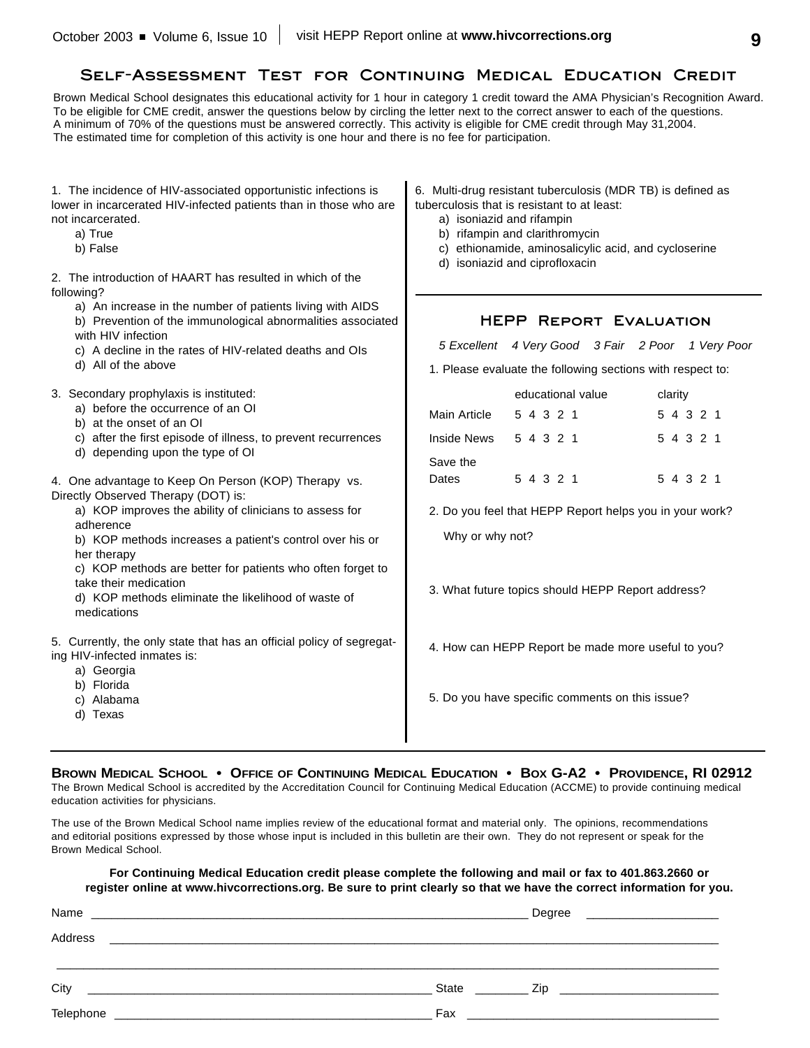## Self-Assessment Test for Continuing Medical Education Credit

Brown Medical School designates this educational activity for 1 hour in category 1 credit toward the AMA Physician's Recognition Award. To be eligible for CME credit, answer the questions below by circling the letter next to the correct answer to each of the questions. A minimum of 70% of the questions must be answered correctly. This activity is eligible for CME credit through May 31,2004. The estimated time for completion of this activity is one hour and there is no fee for participation.

1. The incidence of HIV-associated opportunistic infections is lower in incarcerated HIV-infected patients than in those who are not incarcerated.
   - a) True
   - b) False

2. The introduction of HAART has resulted in which of the following?
   - a) An increase in the number of patients living with AIDS
   - b) Prevention of the immunological abnormalities associated with HIV infection
   - c) A decline in the rates of HIV-related deaths and OIs
   - d) All of the above

3. Secondary prophylaxis is instituted:
   - a) before the occurrence of an OI
   - b) at the onset of an OI
   - c) after the first episode of illness, to prevent recurrences
   - d) depending upon the type of OI

4. One advantage to Keep On Person (KOP) Therapy vs. Directly Observed Therapy (DOT) is:
   - a) KOP improves the ability of clinicians to assess for adherence
   - b) KOP methods increases a patient's control over his or her therapy
   - c) KOP methods are better for patients who often forget to take their medication
   - d) KOP methods eliminate the likelihood of waste of medications

5. Currently, the only state that has an official policy of segregating HIV-infected inmates is:
   - a) Georgia
   - b) Florida
   - c) Alabama
   - d) Texas

6. Multi-drug resistant tuberculosis (MDR TB) is defined as tuberculosis that is resistant to at least:
   - a) isoniazid and rifampin
   - b) rifampin and clarithromycin
   - c) ethionamide, aminosalicylic acid, and cycloserine
   - d) isoniazid and ciprofloxacin

## HEPP Report Evaluation

*5 Excellent 4 Very Good 3 Fair 2 Poor 1 Very Poor*

1. Please evaluate the following sections with respect to:

| | educational value | clarity |
|---|---|---|
| Main Article | 5 4 3 2 1 | 5 4 3 2 1 |
| Inside News | 5 4 3 2 1 | 5 4 3 2 1 |
| Save the Dates | 5 4 3 2 1 | 5 4 3 2 1 |

2. Do you feel that HEPP Report helps you in your work?

   Why or why not?

3. What future topics should HEPP Report address?

4. How can HEPP Report be made more useful to you?

5. Do you have specific comments on this issue?

---

**Brown Medical School • Office of Continuing Medical Education • Box G-A2 • Providence, RI 02912**

The Brown Medical School is accredited by the Accreditation Council for Continuing Medical Education (ACCME) to provide continuing medical education activities for physicians.

The use of the Brown Medical School name implies review of the educational format and material only. The opinions, recommendations and editorial positions expressed by those whose input is included in this bulletin are their own. They do not represent or speak for the Brown Medical School.

**For Continuing Medical Education credit please complete the following and mail or fax to 401.863.2660 or register online at www.hivcorrections.org. Be sure to print clearly so that we have the correct information for you.**

Name ______________________________ Degree ______________

Address ____________________________________________

_____________________________________________________

City ______________________ State ________ Zip ______________

Telephone ______________________ Fax ______________________